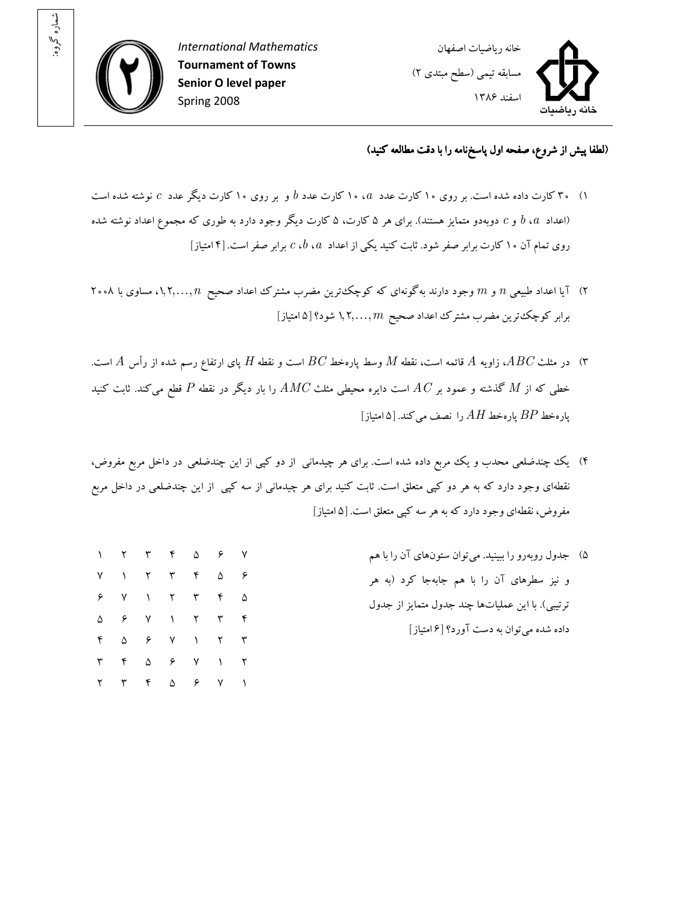شماره گروه:

*International Mathematics*
**Tournament of Towns**
**Senior O level paper**
Spring 2008

خانه ریاضیات اصفهان

مسابقه تیمی (سطح مبتدی ۲)

اسفند ۱۳۸۶

**(لطفا پیش از شروع، صفحه اول پاسخ‌نامه را با دقت مطالعه کنید)**

۱) ۳۰ کارت داده شده است. بر روی ۱۰ کارت عدد $a$، ۱۰ کارت عدد $b$ و بر روی ۱۰ کارت دیگر عدد $c$ نوشته شده است (اعداد $a$، $b$ و $c$ دوبه‌دو متمایز هستند). برای هر ۵ کارت، ۵ کارت دیگر وجود دارد به طوری که مجموع اعداد نوشته شده روی تمام آن ۱۰ کارت برابر صفر شود. ثابت کنید یکی از اعداد $a$، $b$، $c$ برابر صفر است. [۴ امتیاز]

۲) آیا اعداد طبیعی $n$ و $m$ وجود دارند به‌گونه‌ای که کوچک‌ترین مضرب مشترک اعداد صحیح $1,2,\dots,n$، مساوی با ۲۰۰۸ برابر کوچک‌ترین مضرب مشترک اعداد صحیح $1,2,\dots,m$ شود؟ [۵ امتیاز]

۳) در مثلث $ABC$، زاویه $A$ قائمه است، نقطه $M$ وسط پاره‌خط $BC$ است و نقطه $H$ پای ارتفاع رسم شده از رأس $A$ است. خطی که از $M$ گذشته و عمود بر $AC$ است دایره محیطی مثلث $AMC$ را بار دیگر در نقطه $P$ قطع می‌کند. ثابت کنید پاره‌خط $BP$ پاره‌خط $AH$ را نصف می‌کند. [۵ امتیاز]

۴) یک چندضلعی محدب و یک مربع داده شده است. برای هر چیدمانی از دو کپی از این چندضلعی در داخل مربع مفروض، نقطه‌ای وجود دارد که به هر دو کپی متعلق است. ثابت کنید برای هر چیدمانی از سه کپی از این چندضلعی در داخل مربع مفروض، نقطه‌ای وجود دارد که به هر سه کپی متعلق است. [۵ امتیاز]

۵) جدول روبه‌رو را ببینید. می‌توان ستون‌های آن را با هم و نیز سطرهای آن را با هم جابه‌جا کرد (به هر ترتیبی). با این عملیات‌ها چند جدول متمایز از جدول داده شده می‌توان به دست آورد؟ [۶ امتیاز]

| | | | | | | |
|---|---|---|---|---|---|---|
| ۱ | ۲ | ۳ | ۴ | ۵ | ۶ | ۷ |
| ۷ | ۱ | ۲ | ۳ | ۴ | ۵ | ۶ |
| ۶ | ۷ | ۱ | ۲ | ۳ | ۴ | ۵ |
| ۵ | ۶ | ۷ | ۱ | ۲ | ۳ | ۴ |
| ۴ | ۵ | ۶ | ۷ | ۱ | ۲ | ۳ |
| ۳ | ۴ | ۵ | ۶ | ۷ | ۱ | ۲ |
| ۲ | ۳ | ۴ | ۵ | ۶ | ۷ | ۱ |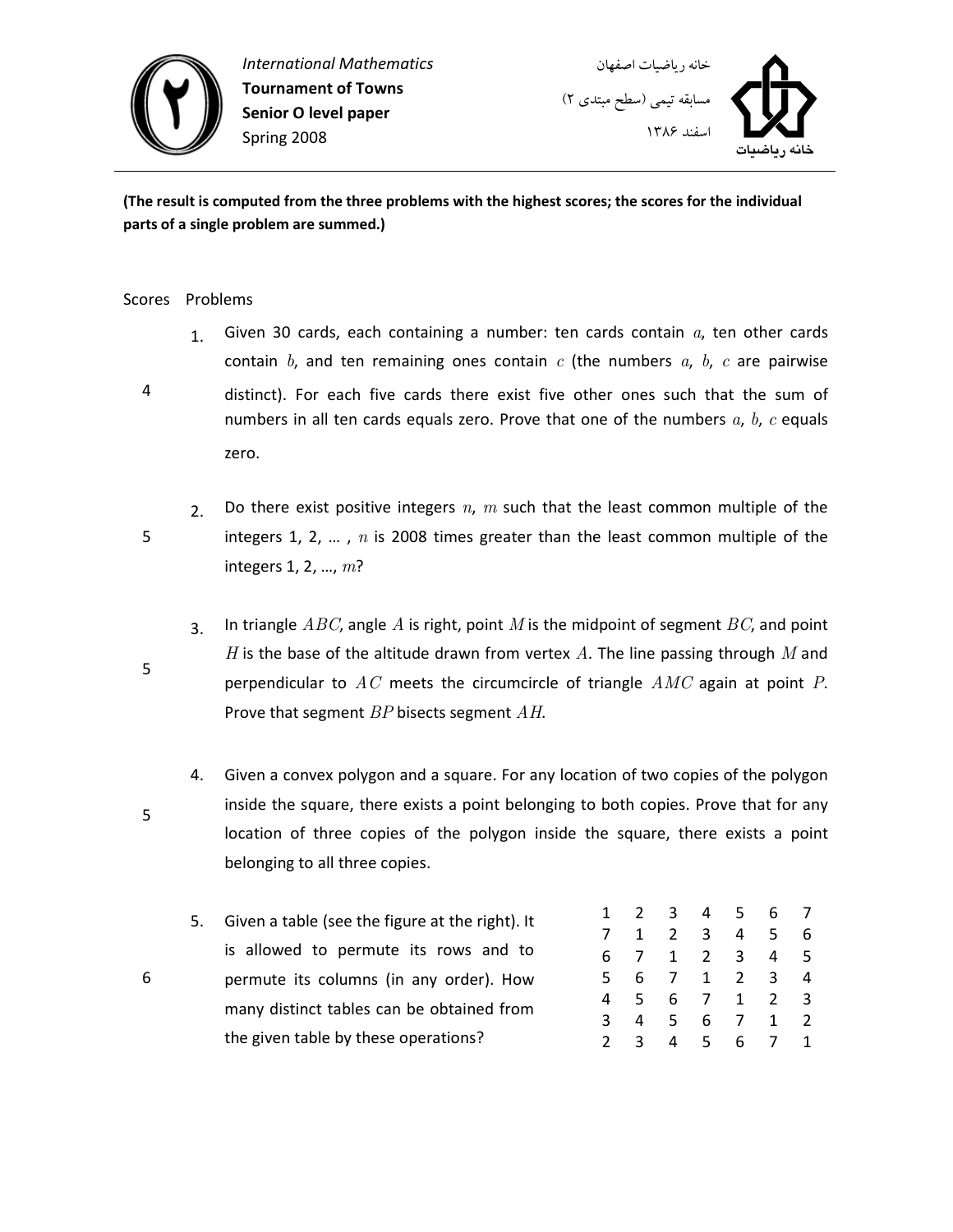*International Mathematics*
**Tournament of Towns**
**Senior O level paper**
Spring 2008

خانه ریاضیات اصفهان
مسابقه تیمی (سطح مبتدی ۲)
اسفند ۱۳۸۶

**(The result is computed from the three problems with the highest scores; the scores for the individual parts of a single problem are summed.)**

Scores Problems

4 — 1. Given 30 cards, each containing a number: ten cards contain $a$, ten other cards contain $b$, and ten remaining ones contain $c$ (the numbers $a$, $b$, $c$ are pairwise distinct). For each five cards there exist five other ones such that the sum of numbers in all ten cards equals zero. Prove that one of the numbers $a$, $b$, $c$ equals zero.

5 — 2. Do there exist positive integers $n$, $m$ such that the least common multiple of the integers 1, 2, … , $n$ is 2008 times greater than the least common multiple of the integers 1, 2, …, $m$?

5 — 3. In triangle $ABC$, angle $A$ is right, point $M$ is the midpoint of segment $BC$, and point $H$ is the base of the altitude drawn from vertex $A$. The line passing through $M$ and perpendicular to $AC$ meets the circumcircle of triangle $AMC$ again at point $P$. Prove that segment $BP$ bisects segment $AH$.

5 — 4. Given a convex polygon and a square. For any location of two copies of the polygon inside the square, there exists a point belonging to both copies. Prove that for any location of three copies of the polygon inside the square, there exists a point belonging to all three copies.

6 — 5. Given a table (see the figure at the right). It is allowed to permute its rows and to permute its columns (in any order). How many distinct tables can be obtained from the given table by these operations?

| | | | | | | |
|---|---|---|---|---|---|---|
| 1 | 2 | 3 | 4 | 5 | 6 | 7 |
| 7 | 1 | 2 | 3 | 4 | 5 | 6 |
| 6 | 7 | 1 | 2 | 3 | 4 | 5 |
| 5 | 6 | 7 | 1 | 2 | 3 | 4 |
| 4 | 5 | 6 | 7 | 1 | 2 | 3 |
| 3 | 4 | 5 | 6 | 7 | 1 | 2 |
| 2 | 3 | 4 | 5 | 6 | 7 | 1 |